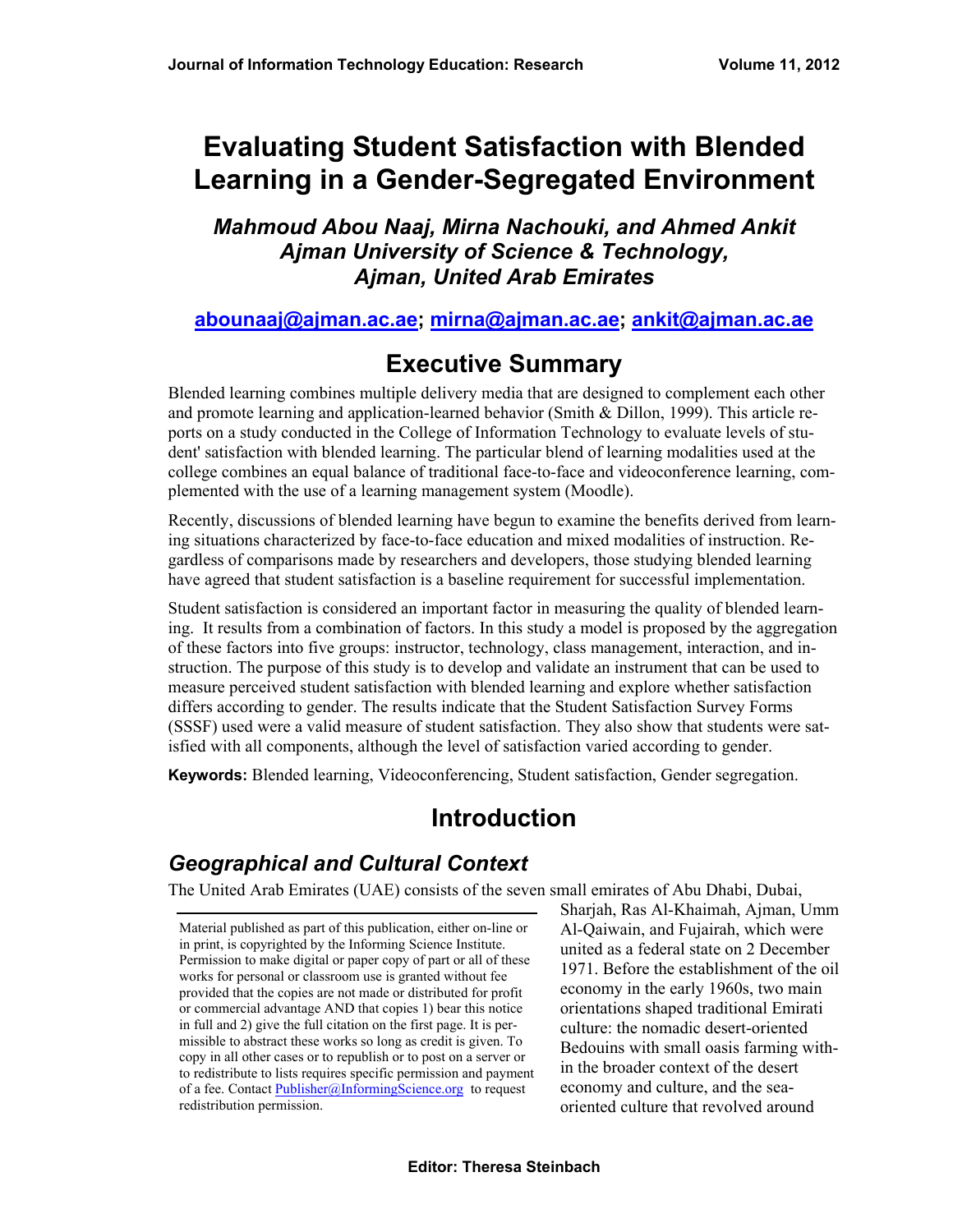# Evaluating Student Satisfaction with Blended Learning in a Gender-Segregated Environment

***Mahmoud Abou Naaj, Mirna Nachouki, and Ahmed Ankit***
***Ajman University of Science & Technology, Ajman, United Arab Emirates***

**aborunaaj@ajman.ac.ae; mirna@ajman.ac.ae; ankit@ajman.ac.ae**

## Executive Summary

Blended learning combines multiple delivery media that are designed to complement each other and promote learning and application-learned behavior (Smith & Dillon, 1999). This article reports on a study conducted in the College of Information Technology to evaluate levels of student' satisfaction with blended learning. The particular blend of learning modalities used at the college combines an equal balance of traditional face-to-face and videoconference learning, complemented with the use of a learning management system (Moodle).

Recently, discussions of blended learning have begun to examine the benefits derived from learning situations characterized by face-to-face education and mixed modalities of instruction. Regardless of comparisons made by researchers and developers, those studying blended learning have agreed that student satisfaction is a baseline requirement for successful implementation.

Student satisfaction is considered an important factor in measuring the quality of blended learning. It results from a combination of factors. In this study a model is proposed by the aggregation of these factors into five groups: instructor, technology, class management, interaction, and instruction. The purpose of this study is to develop and validate an instrument that can be used to measure perceived student satisfaction with blended learning and explore whether satisfaction differs according to gender. The results indicate that the Student Satisfaction Survey Forms (SSSF) used were a valid measure of student satisfaction. They also show that students were satisfied with all components, although the level of satisfaction varied according to gender.

**Keywords:** Blended learning, Videoconferencing, Student satisfaction, Gender segregation.

## Introduction

### *Geographical and Cultural Context*

The United Arab Emirates (UAE) consists of the seven small emirates of Abu Dhabi, Dubai, Sharjah, Ras Al-Khaimah, Ajman, Umm Al-Qaiwain, and Fujairah, which were united as a federal state on 2 December 1971. Before the establishment of the oil economy in the early 1960s, two main orientations shaped traditional Emirati culture: the nomadic desert-oriented Bedouins with small oasis farming within the broader context of the desert economy and culture, and the sea-oriented culture that revolved around

Material published as part of this publication, either on-line or in print, is copyrighted by the Informing Science Institute. Permission to make digital or paper copy of part or all of these works for personal or classroom use is granted without fee provided that the copies are not made or distributed for profit or commercial advantage AND that copies 1) bear this notice in full and 2) give the full citation on the first page. It is permissible to abstract these works so long as credit is given. To copy in all other cases or to republish or to post on a server or to redistribute to lists requires specific permission and payment of a fee. Contact Publisher@InformingScience.org to request redistribution permission.

**Editor: Theresa Steinbach**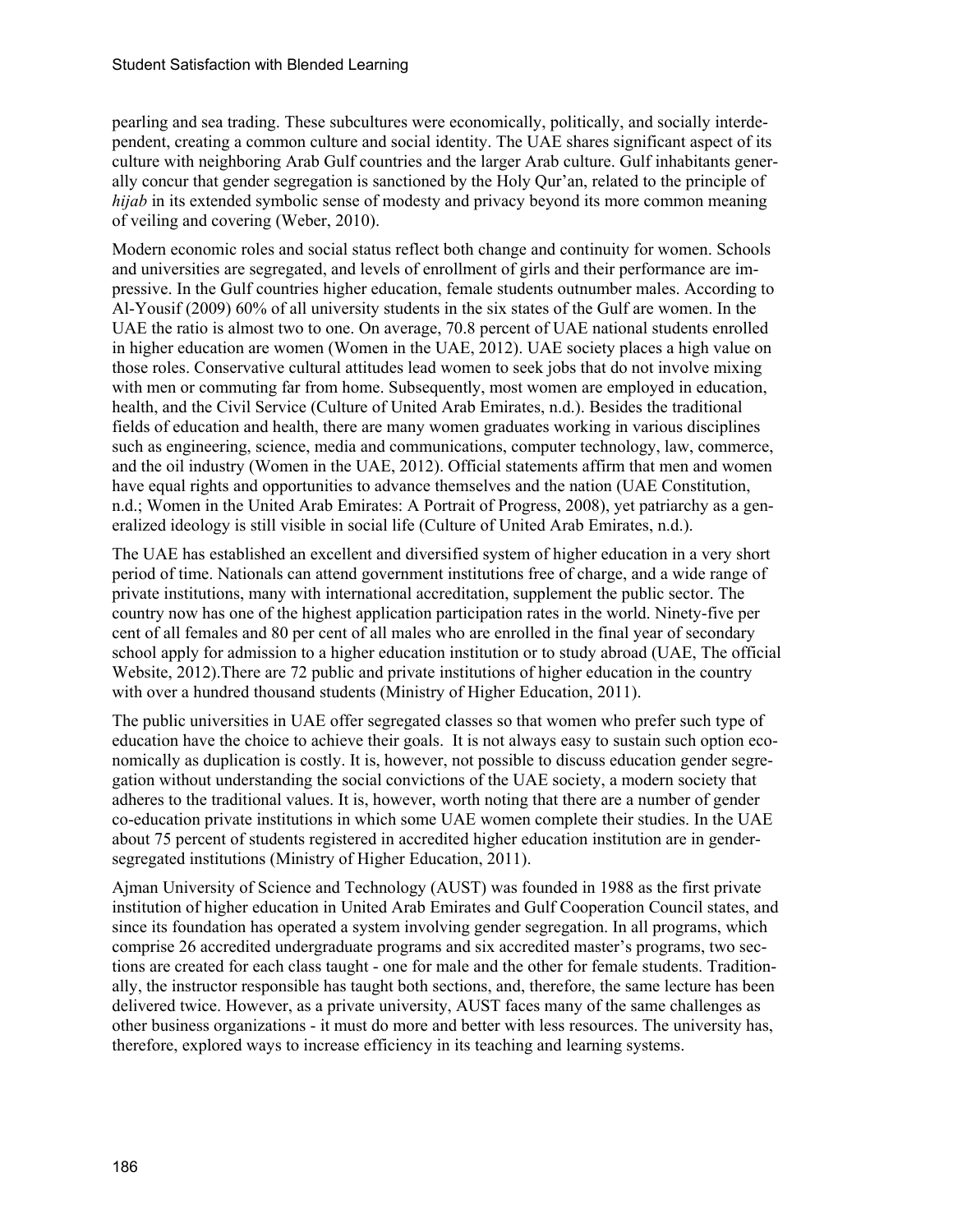pearling and sea trading. These subcultures were economically, politically, and socially interdependent, creating a common culture and social identity. The UAE shares significant aspect of its culture with neighboring Arab Gulf countries and the larger Arab culture. Gulf inhabitants generally concur that gender segregation is sanctioned by the Holy Qur'an, related to the principle of *hijab* in its extended symbolic sense of modesty and privacy beyond its more common meaning of veiling and covering (Weber, 2010).

Modern economic roles and social status reflect both change and continuity for women. Schools and universities are segregated, and levels of enrollment of girls and their performance are impressive. In the Gulf countries higher education, female students outnumber males. According to Al-Yousif (2009) 60% of all university students in the six states of the Gulf are women. In the UAE the ratio is almost two to one. On average, 70.8 percent of UAE national students enrolled in higher education are women (Women in the UAE, 2012). UAE society places a high value on those roles. Conservative cultural attitudes lead women to seek jobs that do not involve mixing with men or commuting far from home. Subsequently, most women are employed in education, health, and the Civil Service (Culture of United Arab Emirates, n.d.). Besides the traditional fields of education and health, there are many women graduates working in various disciplines such as engineering, science, media and communications, computer technology, law, commerce, and the oil industry (Women in the UAE, 2012). Official statements affirm that men and women have equal rights and opportunities to advance themselves and the nation (UAE Constitution, n.d.; Women in the United Arab Emirates: A Portrait of Progress, 2008), yet patriarchy as a generalized ideology is still visible in social life (Culture of United Arab Emirates, n.d.).

The UAE has established an excellent and diversified system of higher education in a very short period of time. Nationals can attend government institutions free of charge, and a wide range of private institutions, many with international accreditation, supplement the public sector. The country now has one of the highest application participation rates in the world. Ninety-five per cent of all females and 80 per cent of all males who are enrolled in the final year of secondary school apply for admission to a higher education institution or to study abroad (UAE, The official Website, 2012).There are 72 public and private institutions of higher education in the country with over a hundred thousand students (Ministry of Higher Education, 2011).

The public universities in UAE offer segregated classes so that women who prefer such type of education have the choice to achieve their goals. It is not always easy to sustain such option economically as duplication is costly. It is, however, not possible to discuss education gender segregation without understanding the social convictions of the UAE society, a modern society that adheres to the traditional values. It is, however, worth noting that there are a number of gender co-education private institutions in which some UAE women complete their studies. In the UAE about 75 percent of students registered in accredited higher education institution are in gender-segregated institutions (Ministry of Higher Education, 2011).

Ajman University of Science and Technology (AUST) was founded in 1988 as the first private institution of higher education in United Arab Emirates and Gulf Cooperation Council states, and since its foundation has operated a system involving gender segregation. In all programs, which comprise 26 accredited undergraduate programs and six accredited master's programs, two sections are created for each class taught - one for male and the other for female students. Traditionally, the instructor responsible has taught both sections, and, therefore, the same lecture has been delivered twice. However, as a private university, AUST faces many of the same challenges as other business organizations - it must do more and better with less resources. The university has, therefore, explored ways to increase efficiency in its teaching and learning systems.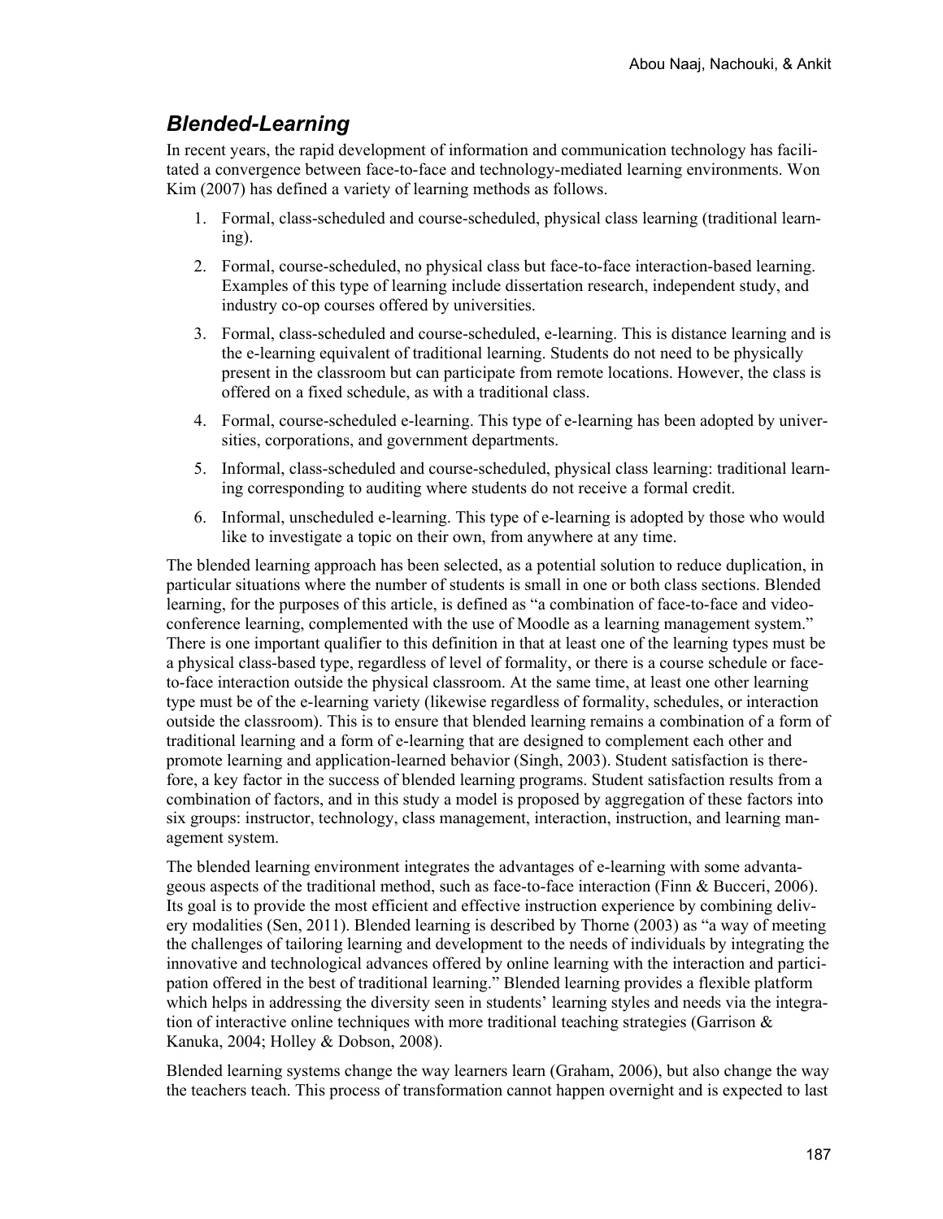## *Blended-Learning*

In recent years, the rapid development of information and communication technology has facilitated a convergence between face-to-face and technology-mediated learning environments. Won Kim (2007) has defined a variety of learning methods as follows.

1. Formal, class-scheduled and course-scheduled, physical class learning (traditional learning).
2. Formal, course-scheduled, no physical class but face-to-face interaction-based learning. Examples of this type of learning include dissertation research, independent study, and industry co-op courses offered by universities.
3. Formal, class-scheduled and course-scheduled, e-learning. This is distance learning and is the e-learning equivalent of traditional learning. Students do not need to be physically present in the classroom but can participate from remote locations. However, the class is offered on a fixed schedule, as with a traditional class.
4. Formal, course-scheduled e-learning. This type of e-learning has been adopted by universities, corporations, and government departments.
5. Informal, class-scheduled and course-scheduled, physical class learning: traditional learning corresponding to auditing where students do not receive a formal credit.
6. Informal, unscheduled e-learning. This type of e-learning is adopted by those who would like to investigate a topic on their own, from anywhere at any time.

The blended learning approach has been selected, as a potential solution to reduce duplication, in particular situations where the number of students is small in one or both class sections. Blended learning, for the purposes of this article, is defined as "a combination of face-to-face and video-conference learning, complemented with the use of Moodle as a learning management system." There is one important qualifier to this definition in that at least one of the learning types must be a physical class-based type, regardless of level of formality, or there is a course schedule or face-to-face interaction outside the physical classroom. At the same time, at least one other learning type must be of the e-learning variety (likewise regardless of formality, schedules, or interaction outside the classroom). This is to ensure that blended learning remains a combination of a form of traditional learning and a form of e-learning that are designed to complement each other and promote learning and application-learned behavior (Singh, 2003). Student satisfaction is therefore, a key factor in the success of blended learning programs. Student satisfaction results from a combination of factors, and in this study a model is proposed by aggregation of these factors into six groups: instructor, technology, class management, interaction, instruction, and learning management system.

The blended learning environment integrates the advantages of e-learning with some advantageous aspects of the traditional method, such as face-to-face interaction (Finn & Bucceri, 2006). Its goal is to provide the most efficient and effective instruction experience by combining delivery modalities (Sen, 2011). Blended learning is described by Thorne (2003) as "a way of meeting the challenges of tailoring learning and development to the needs of individuals by integrating the innovative and technological advances offered by online learning with the interaction and participation offered in the best of traditional learning." Blended learning provides a flexible platform which helps in addressing the diversity seen in students' learning styles and needs via the integration of interactive online techniques with more traditional teaching strategies (Garrison & Kanuka, 2004; Holley & Dobson, 2008).

Blended learning systems change the way learners learn (Graham, 2006), but also change the way the teachers teach. This process of transformation cannot happen overnight and is expected to last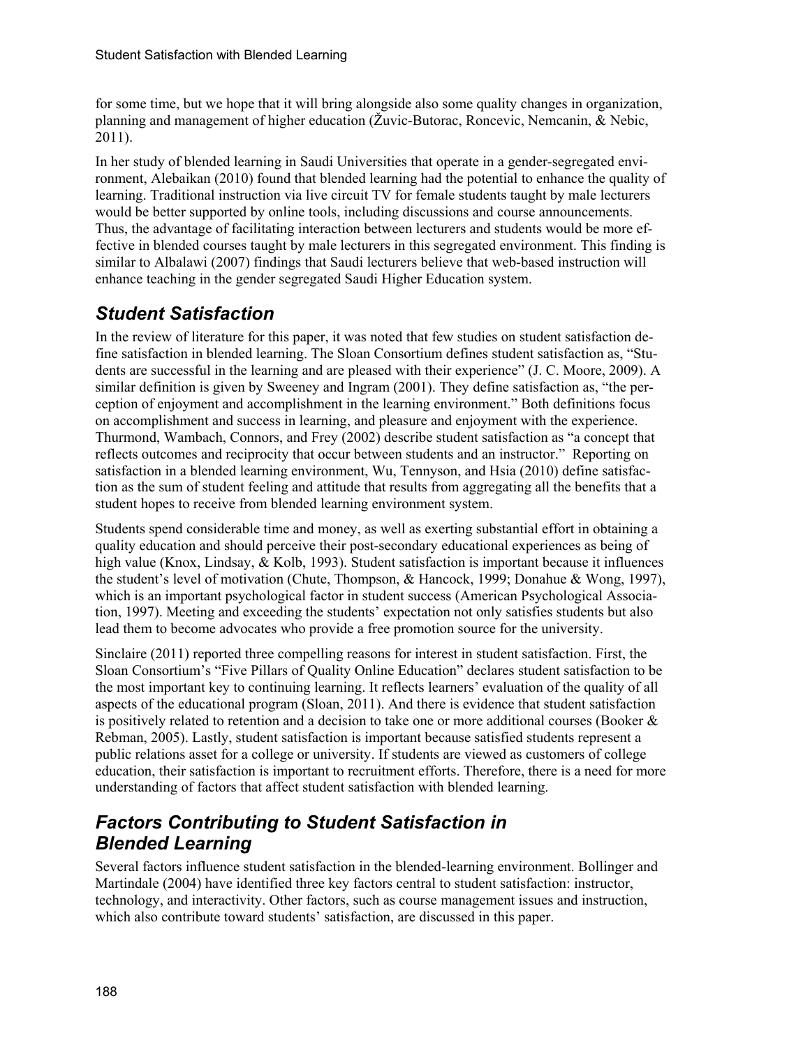for some time, but we hope that it will bring alongside also some quality changes in organization, planning and management of higher education (Žuvic-Butorac, Roncevic, Nemcanin, & Nebic, 2011).

In her study of blended learning in Saudi Universities that operate in a gender-segregated environment, Alebaikan (2010) found that blended learning had the potential to enhance the quality of learning. Traditional instruction via live circuit TV for female students taught by male lecturers would be better supported by online tools, including discussions and course announcements. Thus, the advantage of facilitating interaction between lecturers and students would be more effective in blended courses taught by male lecturers in this segregated environment. This finding is similar to Albalawi (2007) findings that Saudi lecturers believe that web-based instruction will enhance teaching in the gender segregated Saudi Higher Education system.

## *Student Satisfaction*

In the review of literature for this paper, it was noted that few studies on student satisfaction define satisfaction in blended learning. The Sloan Consortium defines student satisfaction as, "Students are successful in the learning and are pleased with their experience" (J. C. Moore, 2009). A similar definition is given by Sweeney and Ingram (2001). They define satisfaction as, "the perception of enjoyment and accomplishment in the learning environment." Both definitions focus on accomplishment and success in learning, and pleasure and enjoyment with the experience. Thurmond, Wambach, Connors, and Frey (2002) describe student satisfaction as "a concept that reflects outcomes and reciprocity that occur between students and an instructor." Reporting on satisfaction in a blended learning environment, Wu, Tennyson, and Hsia (2010) define satisfaction as the sum of student feeling and attitude that results from aggregating all the benefits that a student hopes to receive from blended learning environment system.

Students spend considerable time and money, as well as exerting substantial effort in obtaining a quality education and should perceive their post-secondary educational experiences as being of high value (Knox, Lindsay, & Kolb, 1993). Student satisfaction is important because it influences the student's level of motivation (Chute, Thompson, & Hancock, 1999; Donahue & Wong, 1997), which is an important psychological factor in student success (American Psychological Association, 1997). Meeting and exceeding the students' expectation not only satisfies students but also lead them to become advocates who provide a free promotion source for the university.

Sinclaire (2011) reported three compelling reasons for interest in student satisfaction. First, the Sloan Consortium's "Five Pillars of Quality Online Education" declares student satisfaction to be the most important key to continuing learning. It reflects learners' evaluation of the quality of all aspects of the educational program (Sloan, 2011). And there is evidence that student satisfaction is positively related to retention and a decision to take one or more additional courses (Booker & Rebman, 2005). Lastly, student satisfaction is important because satisfied students represent a public relations asset for a college or university. If students are viewed as customers of college education, their satisfaction is important to recruitment efforts. Therefore, there is a need for more understanding of factors that affect student satisfaction with blended learning.

## *Factors Contributing to Student Satisfaction in Blended Learning*

Several factors influence student satisfaction in the blended-learning environment. Bollinger and Martindale (2004) have identified three key factors central to student satisfaction: instructor, technology, and interactivity. Other factors, such as course management issues and instruction, which also contribute toward students' satisfaction, are discussed in this paper.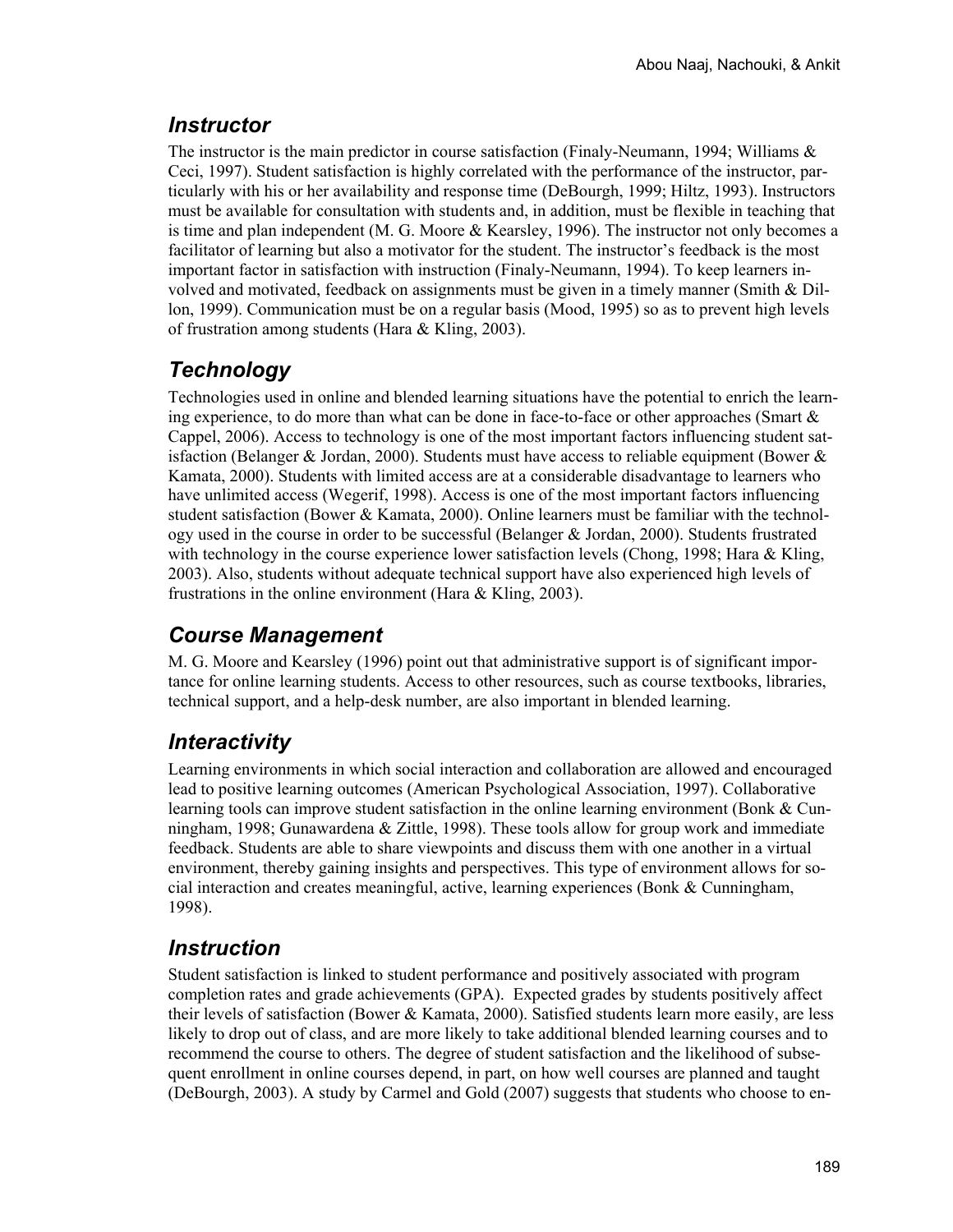### *Instructor*

The instructor is the main predictor in course satisfaction (Finaly-Neumann, 1994; Williams & Ceci, 1997). Student satisfaction is highly correlated with the performance of the instructor, particularly with his or her availability and response time (DeBourgh, 1999; Hiltz, 1993). Instructors must be available for consultation with students and, in addition, must be flexible in teaching that is time and plan independent (M. G. Moore & Kearsley, 1996). The instructor not only becomes a facilitator of learning but also a motivator for the student. The instructor's feedback is the most important factor in satisfaction with instruction (Finaly-Neumann, 1994). To keep learners involved and motivated, feedback on assignments must be given in a timely manner (Smith & Dillon, 1999). Communication must be on a regular basis (Mood, 1995) so as to prevent high levels of frustration among students (Hara & Kling, 2003).

### *Technology*

Technologies used in online and blended learning situations have the potential to enrich the learning experience, to do more than what can be done in face-to-face or other approaches (Smart & Cappel, 2006). Access to technology is one of the most important factors influencing student satisfaction (Belanger & Jordan, 2000). Students must have access to reliable equipment (Bower & Kamata, 2000). Students with limited access are at a considerable disadvantage to learners who have unlimited access (Wegerif, 1998). Access is one of the most important factors influencing student satisfaction (Bower & Kamata, 2000). Online learners must be familiar with the technology used in the course in order to be successful (Belanger & Jordan, 2000). Students frustrated with technology in the course experience lower satisfaction levels (Chong, 1998; Hara & Kling, 2003). Also, students without adequate technical support have also experienced high levels of frustrations in the online environment (Hara & Kling, 2003).

### *Course Management*

M. G. Moore and Kearsley (1996) point out that administrative support is of significant importance for online learning students. Access to other resources, such as course textbooks, libraries, technical support, and a help-desk number, are also important in blended learning.

### *Interactivity*

Learning environments in which social interaction and collaboration are allowed and encouraged lead to positive learning outcomes (American Psychological Association, 1997). Collaborative learning tools can improve student satisfaction in the online learning environment (Bonk & Cunningham, 1998; Gunawardena & Zittle, 1998). These tools allow for group work and immediate feedback. Students are able to share viewpoints and discuss them with one another in a virtual environment, thereby gaining insights and perspectives. This type of environment allows for social interaction and creates meaningful, active, learning experiences (Bonk & Cunningham, 1998).

### *Instruction*

Student satisfaction is linked to student performance and positively associated with program completion rates and grade achievements (GPA). Expected grades by students positively affect their levels of satisfaction (Bower & Kamata, 2000). Satisfied students learn more easily, are less likely to drop out of class, and are more likely to take additional blended learning courses and to recommend the course to others. The degree of student satisfaction and the likelihood of subsequent enrollment in online courses depend, in part, on how well courses are planned and taught (DeBourgh, 2003). A study by Carmel and Gold (2007) suggests that students who choose to en-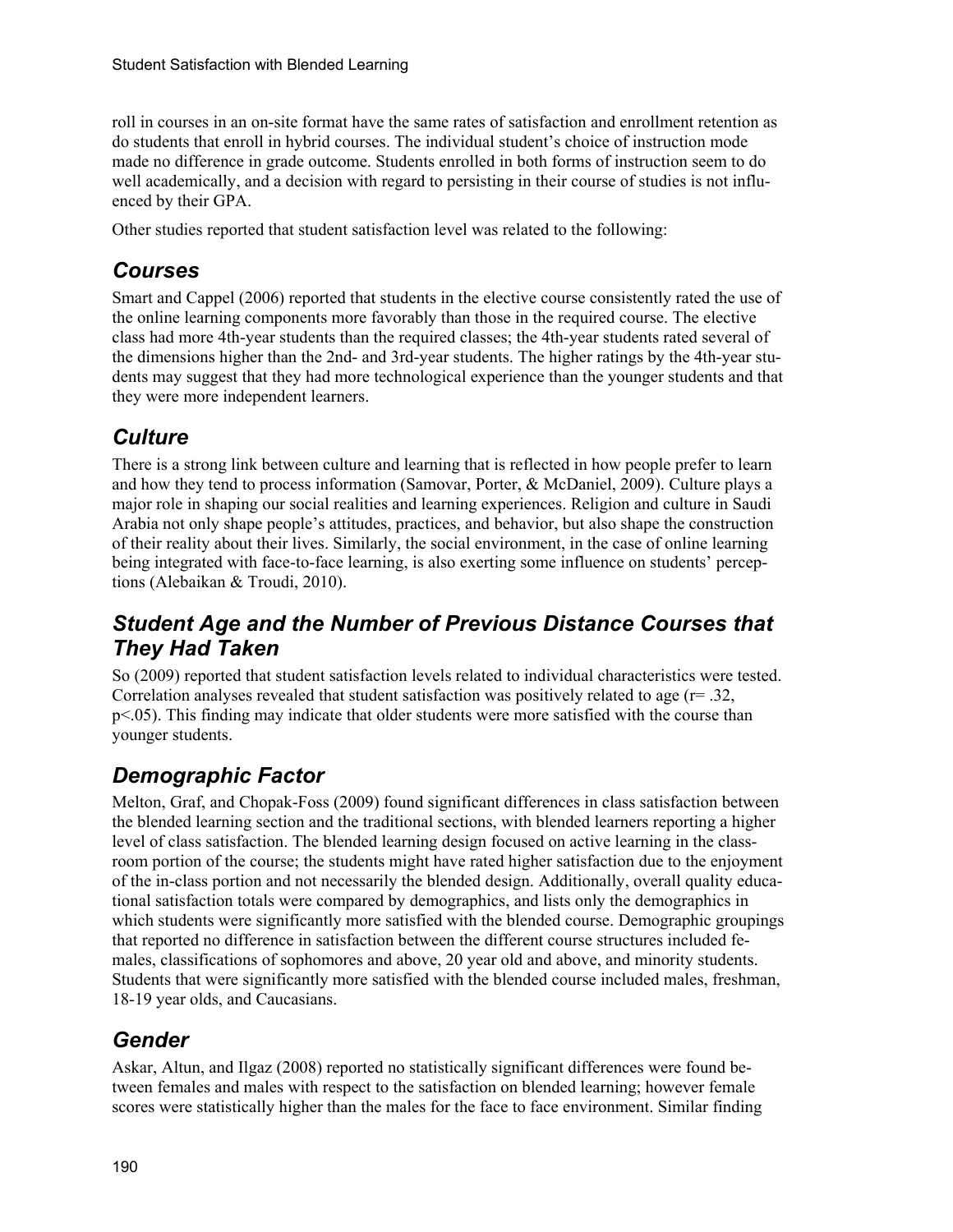roll in courses in an on-site format have the same rates of satisfaction and enrollment retention as do students that enroll in hybrid courses. The individual student's choice of instruction mode made no difference in grade outcome. Students enrolled in both forms of instruction seem to do well academically, and a decision with regard to persisting in their course of studies is not influenced by their GPA.

Other studies reported that student satisfaction level was related to the following:

## *Courses*

Smart and Cappel (2006) reported that students in the elective course consistently rated the use of the online learning components more favorably than those in the required course. The elective class had more 4th-year students than the required classes; the 4th-year students rated several of the dimensions higher than the 2nd- and 3rd-year students. The higher ratings by the 4th-year students may suggest that they had more technological experience than the younger students and that they were more independent learners.

## *Culture*

There is a strong link between culture and learning that is reflected in how people prefer to learn and how they tend to process information (Samovar, Porter, & McDaniel, 2009). Culture plays a major role in shaping our social realities and learning experiences. Religion and culture in Saudi Arabia not only shape people's attitudes, practices, and behavior, but also shape the construction of their reality about their lives. Similarly, the social environment, in the case of online learning being integrated with face-to-face learning, is also exerting some influence on students' perceptions (Alebaikan & Troudi, 2010).

## *Student Age and the Number of Previous Distance Courses that They Had Taken*

So (2009) reported that student satisfaction levels related to individual characteristics were tested. Correlation analyses revealed that student satisfaction was positively related to age ($r = .32$, $p < .05$). This finding may indicate that older students were more satisfied with the course than younger students.

## *Demographic Factor*

Melton, Graf, and Chopak-Foss (2009) found significant differences in class satisfaction between the blended learning section and the traditional sections, with blended learners reporting a higher level of class satisfaction. The blended learning design focused on active learning in the classroom portion of the course; the students might have rated higher satisfaction due to the enjoyment of the in-class portion and not necessarily the blended design. Additionally, overall quality educational satisfaction totals were compared by demographics, and lists only the demographics in which students were significantly more satisfied with the blended course. Demographic groupings that reported no difference in satisfaction between the different course structures included females, classifications of sophomores and above, 20 year old and above, and minority students. Students that were significantly more satisfied with the blended course included males, freshman, 18-19 year olds, and Caucasians.

## *Gender*

Askar, Altun, and Ilgaz (2008) reported no statistically significant differences were found between females and males with respect to the satisfaction on blended learning; however female scores were statistically higher than the males for the face to face environment. Similar finding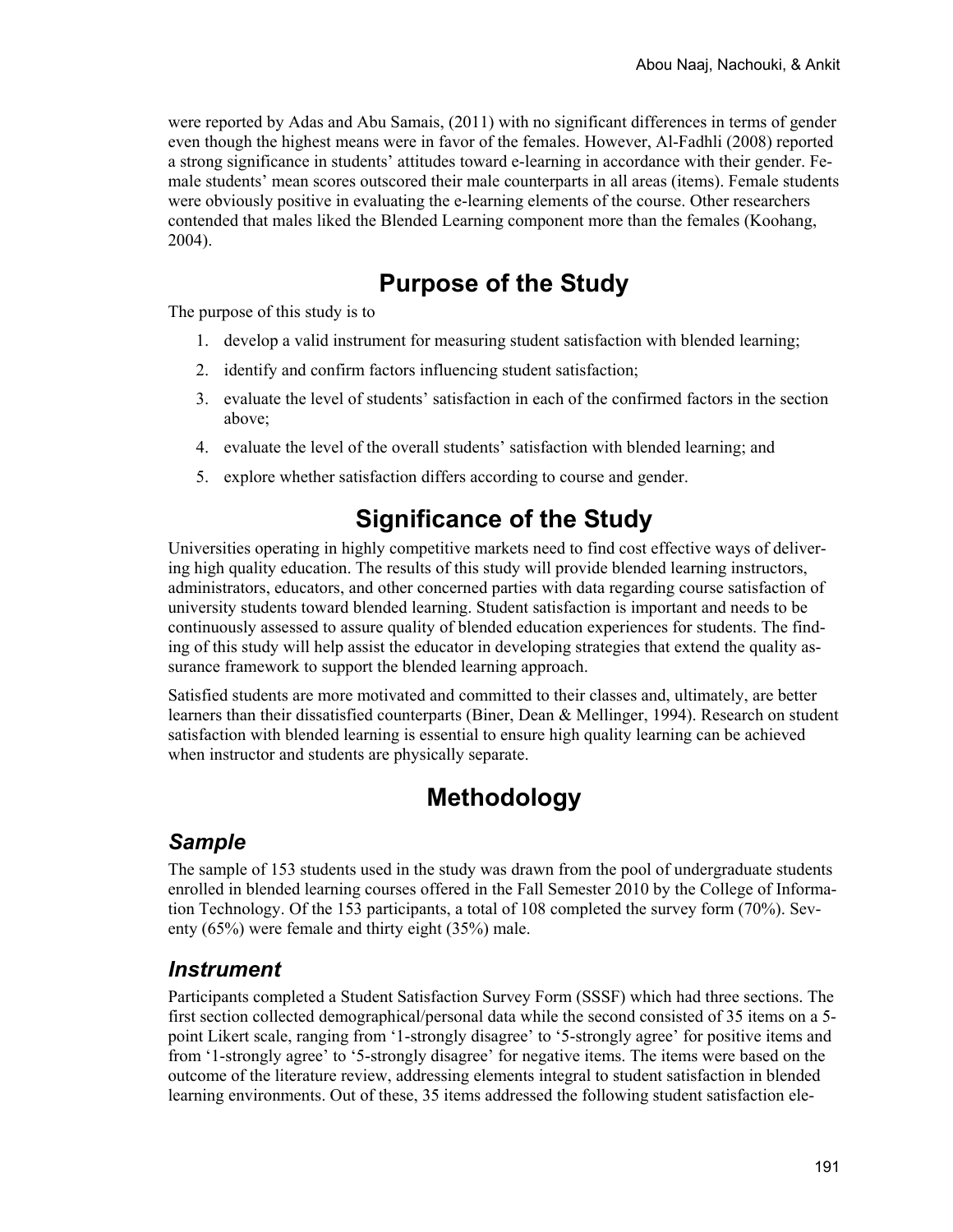were reported by Adas and Abu Samais, (2011) with no significant differences in terms of gender even though the highest means were in favor of the females. However, Al-Fadhli (2008) reported a strong significance in students' attitudes toward e-learning in accordance with their gender. Female students' mean scores outscored their male counterparts in all areas (items). Female students were obviously positive in evaluating the e-learning elements of the course. Other researchers contended that males liked the Blended Learning component more than the females (Koohang, 2004).

## Purpose of the Study

The purpose of this study is to

1. develop a valid instrument for measuring student satisfaction with blended learning;
2. identify and confirm factors influencing student satisfaction;
3. evaluate the level of students' satisfaction in each of the confirmed factors in the section above;
4. evaluate the level of the overall students' satisfaction with blended learning; and
5. explore whether satisfaction differs according to course and gender.

## Significance of the Study

Universities operating in highly competitive markets need to find cost effective ways of delivering high quality education. The results of this study will provide blended learning instructors, administrators, educators, and other concerned parties with data regarding course satisfaction of university students toward blended learning. Student satisfaction is important and needs to be continuously assessed to assure quality of blended education experiences for students. The finding of this study will help assist the educator in developing strategies that extend the quality assurance framework to support the blended learning approach.

Satisfied students are more motivated and committed to their classes and, ultimately, are better learners than their dissatisfied counterparts (Biner, Dean & Mellinger, 1994). Research on student satisfaction with blended learning is essential to ensure high quality learning can be achieved when instructor and students are physically separate.

## Methodology

### *Sample*

The sample of 153 students used in the study was drawn from the pool of undergraduate students enrolled in blended learning courses offered in the Fall Semester 2010 by the College of Information Technology. Of the 153 participants, a total of 108 completed the survey form (70%). Seventy (65%) were female and thirty eight (35%) male.

### *Instrument*

Participants completed a Student Satisfaction Survey Form (SSSF) which had three sections. The first section collected demographical/personal data while the second consisted of 35 items on a 5-point Likert scale, ranging from '1-strongly disagree' to '5-strongly agree' for positive items and from '1-strongly agree' to '5-strongly disagree' for negative items. The items were based on the outcome of the literature review, addressing elements integral to student satisfaction in blended learning environments. Out of these, 35 items addressed the following student satisfaction ele-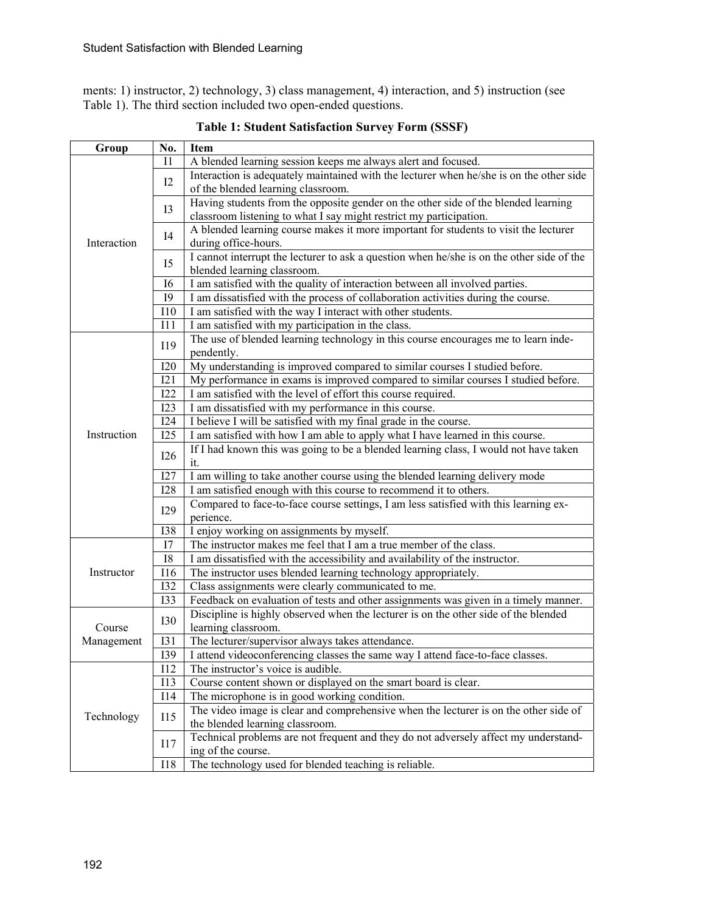ments: 1) instructor, 2) technology, 3) class management, 4) interaction, and 5) instruction (see Table 1). The third section included two open-ended questions.

**Table 1: Student Satisfaction Survey Form (SSSF)**

| Group | No. | Item |
|---|---|---|
| Interaction | I1 | A blended learning session keeps me always alert and focused. |
| | I2 | Interaction is adequately maintained with the lecturer when he/she is on the other side of the blended learning classroom. |
| | I3 | Having students from the opposite gender on the other side of the blended learning classroom listening to what I say might restrict my participation. |
| | I4 | A blended learning course makes it more important for students to visit the lecturer during office-hours. |
| | I5 | I cannot interrupt the lecturer to ask a question when he/she is on the other side of the blended learning classroom. |
| | I6 | I am satisfied with the quality of interaction between all involved parties. |
| | I9 | I am dissatisfied with the process of collaboration activities during the course. |
| | I10 | I am satisfied with the way I interact with other students. |
| | I11 | I am satisfied with my participation in the class. |
| Instruction | I19 | The use of blended learning technology in this course encourages me to learn independently. |
| | I20 | My understanding is improved compared to similar courses I studied before. |
| | I21 | My performance in exams is improved compared to similar courses I studied before. |
| | I22 | I am satisfied with the level of effort this course required. |
| | I23 | I am dissatisfied with my performance in this course. |
| | I24 | I believe I will be satisfied with my final grade in the course. |
| | I25 | I am satisfied with how I am able to apply what I have learned in this course. |
| | I26 | If I had known this was going to be a blended learning class, I would not have taken it. |
| | I27 | I am willing to take another course using the blended learning delivery mode |
| | I28 | I am satisfied enough with this course to recommend it to others. |
| | I29 | Compared to face-to-face course settings, I am less satisfied with this learning experience. |
| | I38 | I enjoy working on assignments by myself. |
| Instructor | I7 | The instructor makes me feel that I am a true member of the class. |
| | I8 | I am dissatisfied with the accessibility and availability of the instructor. |
| | I16 | The instructor uses blended learning technology appropriately. |
| | I32 | Class assignments were clearly communicated to me. |
| | I33 | Feedback on evaluation of tests and other assignments was given in a timely manner. |
| Course Management | I30 | Discipline is highly observed when the lecturer is on the other side of the blended learning classroom. |
| | I31 | The lecturer/supervisor always takes attendance. |
| | I39 | I attend videoconferencing classes the same way I attend face-to-face classes. |
| Technology | I12 | The instructor's voice is audible. |
| | I13 | Course content shown or displayed on the smart board is clear. |
| | I14 | The microphone is in good working condition. |
| | I15 | The video image is clear and comprehensive when the lecturer is on the other side of the blended learning classroom. |
| | I17 | Technical problems are not frequent and they do not adversely affect my understanding of the course. |
| | I18 | The technology used for blended teaching is reliable. |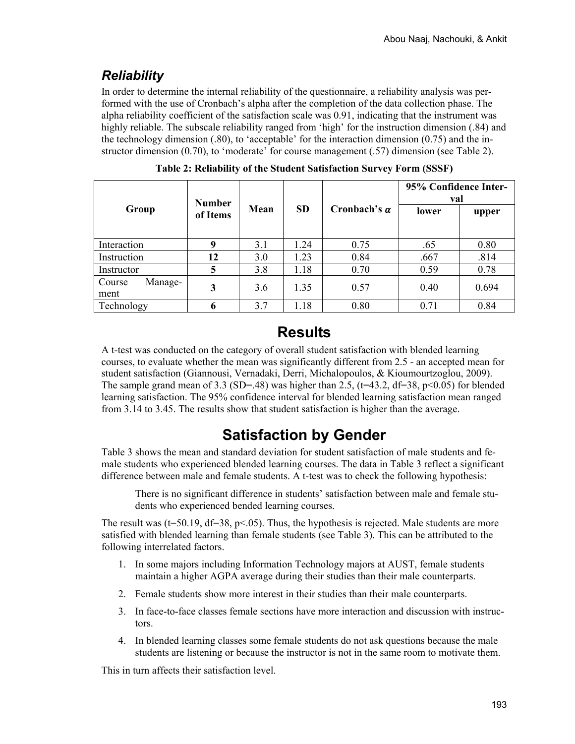### *Reliability*

In order to determine the internal reliability of the questionnaire, a reliability analysis was performed with the use of Cronbach's alpha after the completion of the data collection phase. The alpha reliability coefficient of the satisfaction scale was 0.91, indicating that the instrument was highly reliable. The subscale reliability ranged from 'high' for the instruction dimension (.84) and the technology dimension (.80), to 'acceptable' for the interaction dimension (0.75) and the instructor dimension (0.70), to 'moderate' for course management (.57) dimension (see Table 2).

**Table 2: Reliability of the Student Satisfaction Survey Form (SSSF)**

| Group | Number of Items | Mean | SD | Cronbach's $\alpha$ | 95% Confidence Interval | |
|---|---|---|---|---|---|---|
| | | | | | lower | upper |
| Interaction | **9** | 3.1 | 1.24 | 0.75 | .65 | 0.80 |
| Instruction | **12** | 3.0 | 1.23 | 0.84 | .667 | .814 |
| Instructor | **5** | 3.8 | 1.18 | 0.70 | 0.59 | 0.78 |
| Course Management | **3** | 3.6 | 1.35 | 0.57 | 0.40 | 0.694 |
| Technology | **6** | 3.7 | 1.18 | 0.80 | 0.71 | 0.84 |

# Results

A t-test was conducted on the category of overall student satisfaction with blended learning courses, to evaluate whether the mean was significantly different from 2.5 - an accepted mean for student satisfaction (Giannousi, Vernadaki, Derri, Michalopoulos, & Kioumourtzoglou, 2009). The sample grand mean of 3.3 (SD=.48) was higher than 2.5, ($t=43.2$, $df=38$, $p<0.05$) for blended learning satisfaction. The 95% confidence interval for blended learning satisfaction mean ranged from 3.14 to 3.45. The results show that student satisfaction is higher than the average.

# Satisfaction by Gender

Table 3 shows the mean and standard deviation for student satisfaction of male students and female students who experienced blended learning courses. The data in Table 3 reflect a significant difference between male and female students. A t-test was to check the following hypothesis:

> There is no significant difference in students' satisfaction between male and female students who experienced bended learning courses.

The result was ($t=50.19$, $df=38$, $p<.05$). Thus, the hypothesis is rejected. Male students are more satisfied with blended learning than female students (see Table 3). This can be attributed to the following interrelated factors.

1. In some majors including Information Technology majors at AUST, female students maintain a higher AGPA average during their studies than their male counterparts.
2. Female students show more interest in their studies than their male counterparts.
3. In face-to-face classes female sections have more interaction and discussion with instructors.
4. In blended learning classes some female students do not ask questions because the male students are listening or because the instructor is not in the same room to motivate them.

This in turn affects their satisfaction level.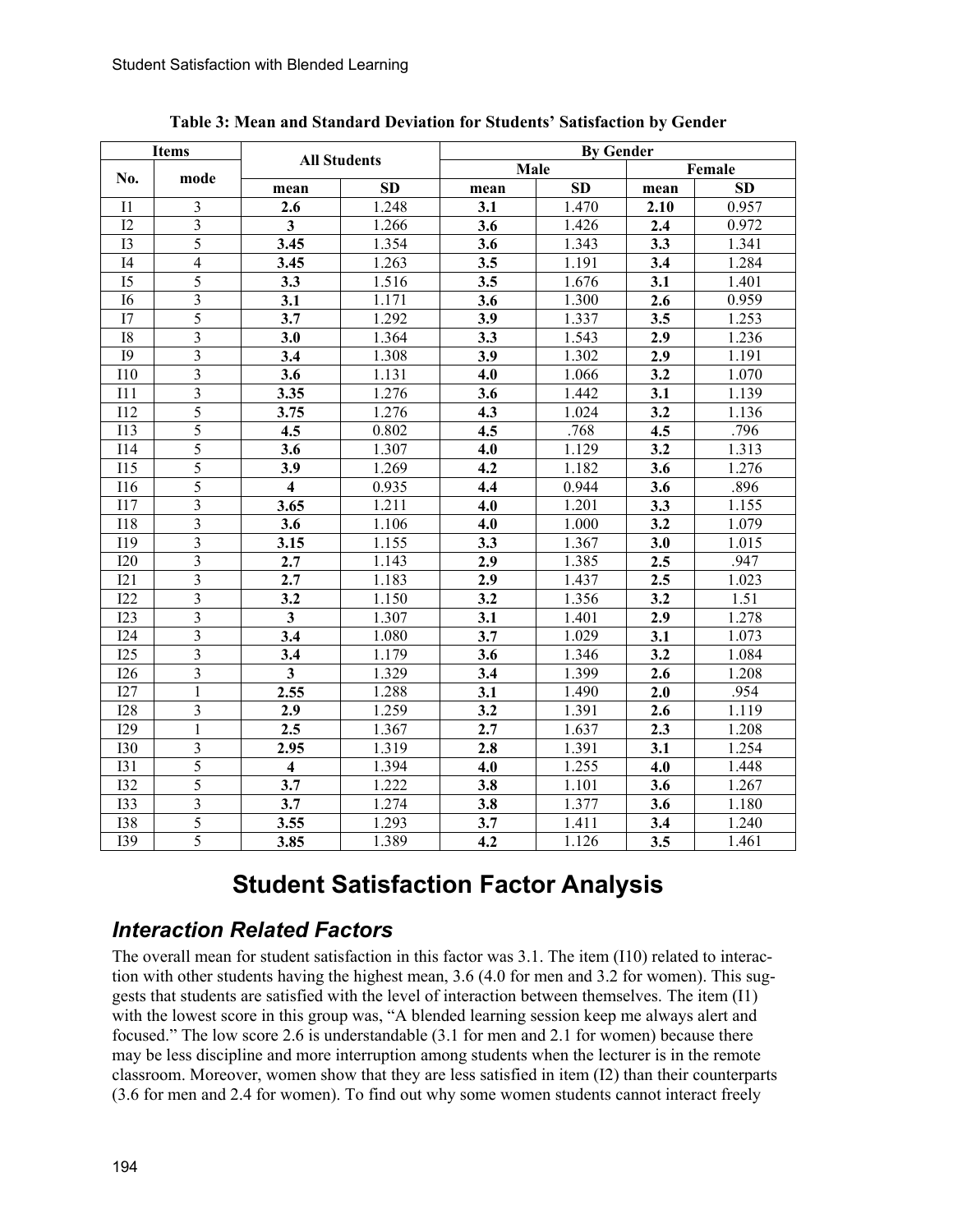**Table 3: Mean and Standard Deviation for Students' Satisfaction by Gender**

| Items | | All Students | | By Gender | | | |
|---|---|---|---|---|---|---|---|
| | | | | Male | | Female | |
| No. | mode | mean | SD | mean | SD | mean | SD |
| I1 | 3 | **2.6** | 1.248 | **3.1** | 1.470 | **2.10** | 0.957 |
| I2 | 3 | **3** | 1.266 | **3.6** | 1.426 | **2.4** | 0.972 |
| I3 | 5 | **3.45** | 1.354 | **3.6** | 1.343 | **3.3** | 1.341 |
| I4 | 4 | **3.45** | 1.263 | **3.5** | 1.191 | **3.4** | 1.284 |
| I5 | 5 | **3.3** | 1.516 | **3.5** | 1.676 | **3.1** | 1.401 |
| I6 | 3 | **3.1** | 1.171 | **3.6** | 1.300 | **2.6** | 0.959 |
| I7 | 5 | **3.7** | 1.292 | **3.9** | 1.337 | **3.5** | 1.253 |
| I8 | 3 | **3.0** | 1.364 | **3.3** | 1.543 | **2.9** | 1.236 |
| I9 | 3 | **3.4** | 1.308 | **3.9** | 1.302 | **2.9** | 1.191 |
| I10 | 3 | **3.6** | 1.131 | **4.0** | 1.066 | **3.2** | 1.070 |
| I11 | 3 | **3.35** | 1.276 | **3.6** | 1.442 | **3.1** | 1.139 |
| I12 | 5 | **3.75** | 1.276 | **4.3** | 1.024 | **3.2** | 1.136 |
| I13 | 5 | **4.5** | 0.802 | **4.5** | .768 | **4.5** | .796 |
| I14 | 5 | **3.6** | 1.307 | **4.0** | 1.129 | **3.2** | 1.313 |
| I15 | 5 | **3.9** | 1.269 | **4.2** | 1.182 | **3.6** | 1.276 |
| I16 | 5 | **4** | 0.935 | **4.4** | 0.944 | **3.6** | .896 |
| I17 | 3 | **3.65** | 1.211 | **4.0** | 1.201 | **3.3** | 1.155 |
| I18 | 3 | **3.6** | 1.106 | **4.0** | 1.000 | **3.2** | 1.079 |
| I19 | 3 | **3.15** | 1.155 | **3.3** | 1.367 | **3.0** | 1.015 |
| I20 | 3 | **2.7** | 1.143 | **2.9** | 1.385 | **2.5** | .947 |
| I21 | 3 | **2.7** | 1.183 | **2.9** | 1.437 | **2.5** | 1.023 |
| I22 | 3 | **3.2** | 1.150 | **3.2** | 1.356 | **3.2** | 1.51 |
| I23 | 3 | **3** | 1.307 | **3.1** | 1.401 | **2.9** | 1.278 |
| I24 | 3 | **3.4** | 1.080 | **3.7** | 1.029 | **3.1** | 1.073 |
| I25 | 3 | **3.4** | 1.179 | **3.6** | 1.346 | **3.2** | 1.084 |
| I26 | 3 | **3** | 1.329 | **3.4** | 1.399 | **2.6** | 1.208 |
| I27 | 1 | **2.55** | 1.288 | **3.1** | 1.490 | **2.0** | .954 |
| I28 | 3 | **2.9** | 1.259 | **3.2** | 1.391 | **2.6** | 1.119 |
| I29 | 1 | **2.5** | 1.367 | **2.7** | 1.637 | **2.3** | 1.208 |
| I30 | 3 | **2.95** | 1.319 | **2.8** | 1.391 | **3.1** | 1.254 |
| I31 | 5 | **4** | 1.394 | **4.0** | 1.255 | **4.0** | 1.448 |
| I32 | 5 | **3.7** | 1.222 | **3.8** | 1.101 | **3.6** | 1.267 |
| I33 | 3 | **3.7** | 1.274 | **3.8** | 1.377 | **3.6** | 1.180 |
| I38 | 5 | **3.55** | 1.293 | **3.7** | 1.411 | **3.4** | 1.240 |
| I39 | 5 | **3.85** | 1.389 | **4.2** | 1.126 | **3.5** | 1.461 |

# Student Satisfaction Factor Analysis

## *Interaction Related Factors*

The overall mean for student satisfaction in this factor was 3.1. The item (I10) related to interaction with other students having the highest mean, 3.6 (4.0 for men and 3.2 for women). This suggests that students are satisfied with the level of interaction between themselves. The item (I1) with the lowest score in this group was, "A blended learning session keep me always alert and focused." The low score 2.6 is understandable (3.1 for men and 2.1 for women) because there may be less discipline and more interruption among students when the lecturer is in the remote classroom. Moreover, women show that they are less satisfied in item (I2) than their counterparts (3.6 for men and 2.4 for women). To find out why some women students cannot interact freely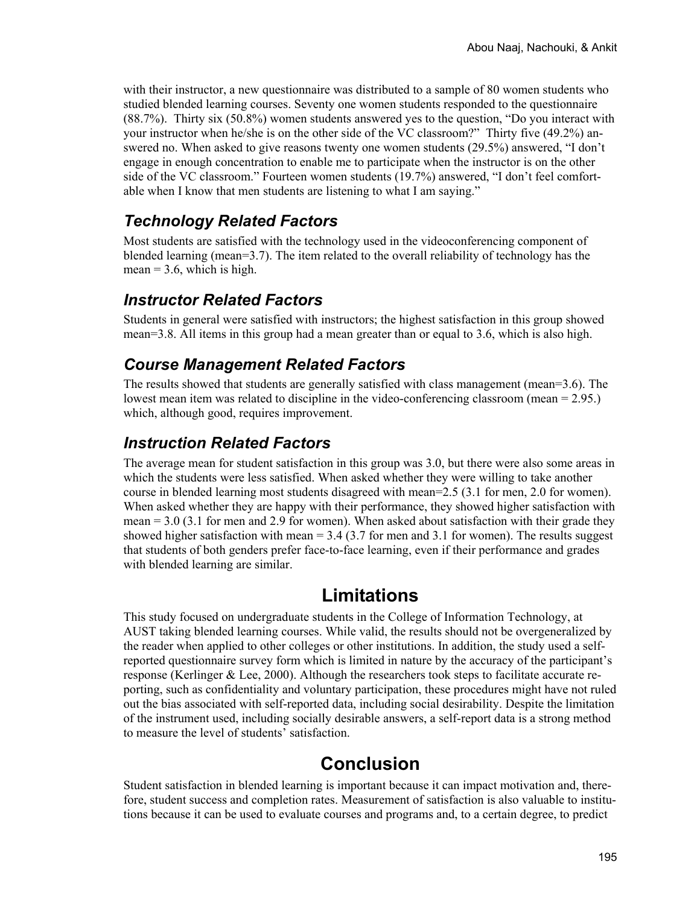with their instructor, a new questionnaire was distributed to a sample of 80 women students who studied blended learning courses. Seventy one women students responded to the questionnaire (88.7%). Thirty six (50.8%) women students answered yes to the question, "Do you interact with your instructor when he/she is on the other side of the VC classroom?" Thirty five (49.2%) answered no. When asked to give reasons twenty one women students (29.5%) answered, "I don't engage in enough concentration to enable me to participate when the instructor is on the other side of the VC classroom." Fourteen women students (19.7%) answered, "I don't feel comfortable when I know that men students are listening to what I am saying."

### *Technology Related Factors*

Most students are satisfied with the technology used in the videoconferencing component of blended learning (mean=3.7). The item related to the overall reliability of technology has the mean = 3.6, which is high.

### *Instructor Related Factors*

Students in general were satisfied with instructors; the highest satisfaction in this group showed mean=3.8. All items in this group had a mean greater than or equal to 3.6, which is also high.

### *Course Management Related Factors*

The results showed that students are generally satisfied with class management (mean=3.6). The lowest mean item was related to discipline in the video-conferencing classroom (mean = 2.95.) which, although good, requires improvement.

### *Instruction Related Factors*

The average mean for student satisfaction in this group was 3.0, but there were also some areas in which the students were less satisfied. When asked whether they were willing to take another course in blended learning most students disagreed with mean=2.5 (3.1 for men, 2.0 for women). When asked whether they are happy with their performance, they showed higher satisfaction with mean = 3.0 (3.1 for men and 2.9 for women). When asked about satisfaction with their grade they showed higher satisfaction with mean = 3.4 (3.7 for men and 3.1 for women). The results suggest that students of both genders prefer face-to-face learning, even if their performance and grades with blended learning are similar.

## Limitations

This study focused on undergraduate students in the College of Information Technology, at AUST taking blended learning courses. While valid, the results should not be overgeneralized by the reader when applied to other colleges or other institutions. In addition, the study used a self-reported questionnaire survey form which is limited in nature by the accuracy of the participant's response (Kerlinger & Lee, 2000). Although the researchers took steps to facilitate accurate reporting, such as confidentiality and voluntary participation, these procedures might have not ruled out the bias associated with self-reported data, including social desirability. Despite the limitation of the instrument used, including socially desirable answers, a self-report data is a strong method to measure the level of students' satisfaction.

## Conclusion

Student satisfaction in blended learning is important because it can impact motivation and, therefore, student success and completion rates. Measurement of satisfaction is also valuable to institutions because it can be used to evaluate courses and programs and, to a certain degree, to predict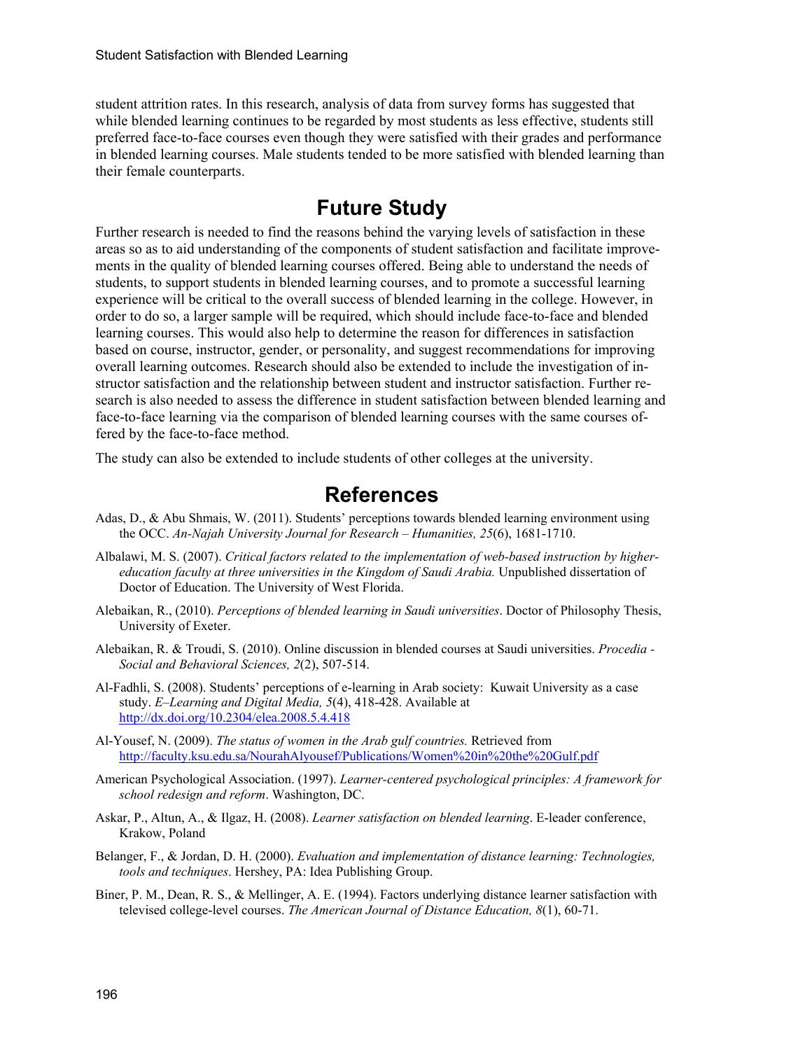student attrition rates. In this research, analysis of data from survey forms has suggested that while blended learning continues to be regarded by most students as less effective, students still preferred face-to-face courses even though they were satisfied with their grades and performance in blended learning courses. Male students tended to be more satisfied with blended learning than their female counterparts.

## Future Study

Further research is needed to find the reasons behind the varying levels of satisfaction in these areas so as to aid understanding of the components of student satisfaction and facilitate improvements in the quality of blended learning courses offered. Being able to understand the needs of students, to support students in blended learning courses, and to promote a successful learning experience will be critical to the overall success of blended learning in the college. However, in order to do so, a larger sample will be required, which should include face-to-face and blended learning courses. This would also help to determine the reason for differences in satisfaction based on course, instructor, gender, or personality, and suggest recommendations for improving overall learning outcomes. Research should also be extended to include the investigation of instructor satisfaction and the relationship between student and instructor satisfaction. Further research is also needed to assess the difference in student satisfaction between blended learning and face-to-face learning via the comparison of blended learning courses with the same courses offered by the face-to-face method.

The study can also be extended to include students of other colleges at the university.

## References

Adas, D., & Abu Shmais, W. (2011). Students' perceptions towards blended learning environment using the OCC. *An-Najah University Journal for Research – Humanities, 25*(6), 1681-1710.

Albalawi, M. S. (2007). *Critical factors related to the implementation of web-based instruction by higher-education faculty at three universities in the Kingdom of Saudi Arabia.* Unpublished dissertation of Doctor of Education. The University of West Florida.

Alebaikan, R., (2010). *Perceptions of blended learning in Saudi universities*. Doctor of Philosophy Thesis, University of Exeter.

Alebaikan, R. & Troudi, S. (2010). Online discussion in blended courses at Saudi universities. *Procedia - Social and Behavioral Sciences, 2*(2), 507-514.

Al-Fadhli, S. (2008). Students' perceptions of e-learning in Arab society: Kuwait University as a case study. *E–Learning and Digital Media, 5*(4), 418-428. Available at http://dx.doi.org/10.2304/elea.2008.5.4.418

Al-Yousef, N. (2009). *The status of women in the Arab gulf countries.* Retrieved from http://faculty.ksu.edu.sa/NourahAlyousef/Publications/Women%20in%20the%20Gulf.pdf

American Psychological Association. (1997). *Learner-centered psychological principles: A framework for school redesign and reform*. Washington, DC.

Askar, P., Altun, A., & Ilgaz, H. (2008). *Learner satisfaction on blended learning*. E-leader conference, Krakow, Poland

Belanger, F., & Jordan, D. H. (2000). *Evaluation and implementation of distance learning: Technologies, tools and techniques*. Hershey, PA: Idea Publishing Group.

Biner, P. M., Dean, R. S., & Mellinger, A. E. (1994). Factors underlying distance learner satisfaction with televised college-level courses. *The American Journal of Distance Education, 8*(1), 60-71.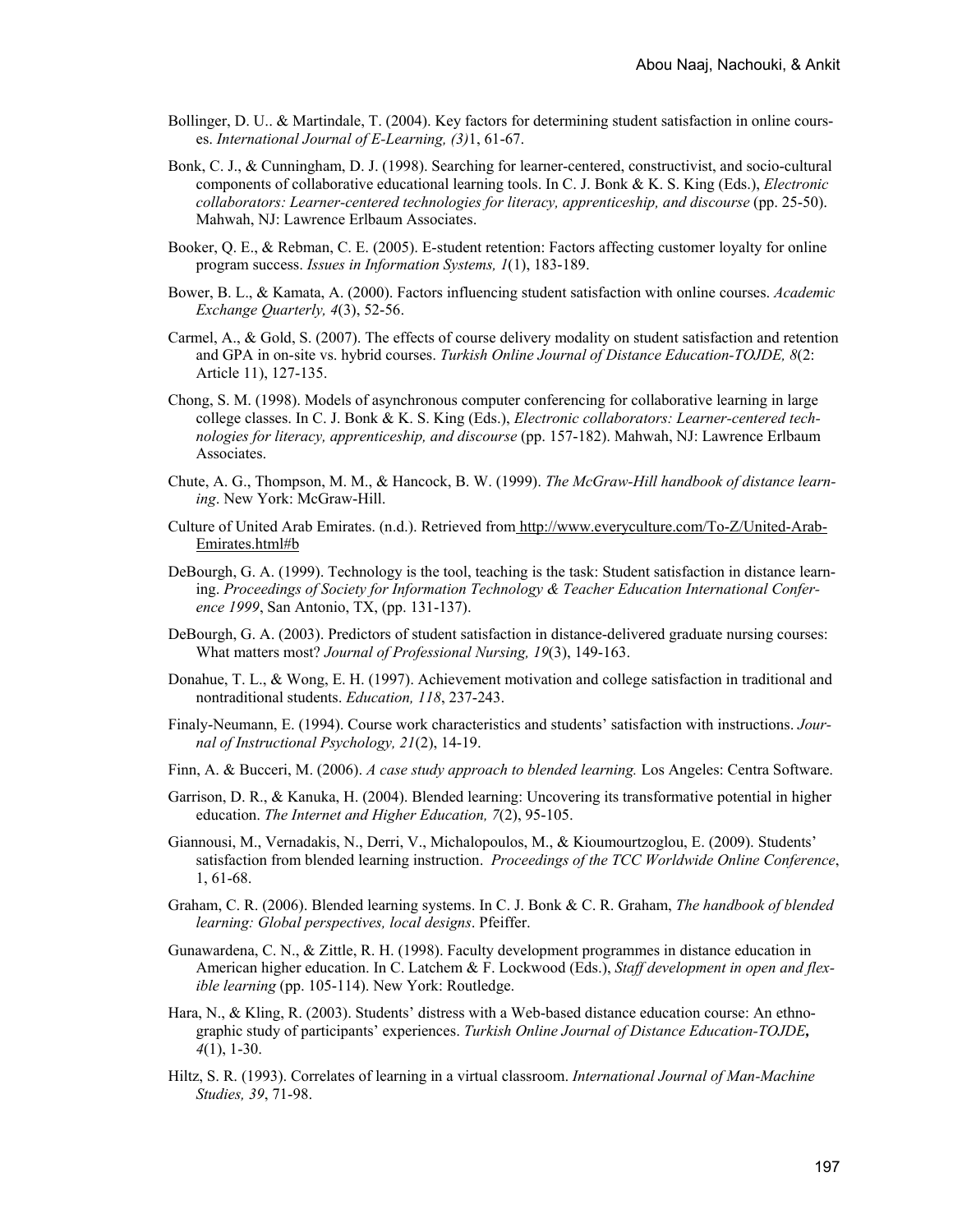Bollinger, D. U.. & Martindale, T. (2004). Key factors for determining student satisfaction in online courses. *International Journal of E-Learning, (3)*1, 61-67.

Bonk, C. J., & Cunningham, D. J. (1998). Searching for learner-centered, constructivist, and socio-cultural components of collaborative educational learning tools. In C. J. Bonk & K. S. King (Eds.), *Electronic collaborators: Learner-centered technologies for literacy, apprenticeship, and discourse* (pp. 25-50). Mahwah, NJ: Lawrence Erlbaum Associates.

Booker, Q. E., & Rebman, C. E. (2005). E-student retention: Factors affecting customer loyalty for online program success. *Issues in Information Systems, 1*(1), 183-189.

Bower, B. L., & Kamata, A. (2000). Factors influencing student satisfaction with online courses. *Academic Exchange Quarterly, 4*(3), 52-56.

Carmel, A., & Gold, S. (2007). The effects of course delivery modality on student satisfaction and retention and GPA in on-site vs. hybrid courses. *Turkish Online Journal of Distance Education-TOJDE, 8*(2: Article 11), 127-135.

Chong, S. M. (1998). Models of asynchronous computer conferencing for collaborative learning in large college classes. In C. J. Bonk & K. S. King (Eds.), *Electronic collaborators: Learner-centered technologies for literacy, apprenticeship, and discourse* (pp. 157-182). Mahwah, NJ: Lawrence Erlbaum Associates.

Chute, A. G., Thompson, M. M., & Hancock, B. W. (1999). *The McGraw-Hill handbook of distance learning*. New York: McGraw-Hill.

Culture of United Arab Emirates. (n.d.). Retrieved from http://www.everyculture.com/To-Z/United-Arab-Emirates.html#b

DeBourgh, G. A. (1999). Technology is the tool, teaching is the task: Student satisfaction in distance learning. *Proceedings of Society for Information Technology & Teacher Education International Conference 1999*, San Antonio, TX, (pp. 131-137).

DeBourgh, G. A. (2003). Predictors of student satisfaction in distance-delivered graduate nursing courses: What matters most? *Journal of Professional Nursing, 19*(3), 149-163.

Donahue, T. L., & Wong, E. H. (1997). Achievement motivation and college satisfaction in traditional and nontraditional students. *Education, 118*, 237-243.

Finaly-Neumann, E. (1994). Course work characteristics and students' satisfaction with instructions. *Journal of Instructional Psychology, 21*(2), 14-19.

Finn, A. & Bucceri, M. (2006). *A case study approach to blended learning.* Los Angeles: Centra Software.

Garrison, D. R., & Kanuka, H. (2004). Blended learning: Uncovering its transformative potential in higher education. *The Internet and Higher Education, 7*(2), 95-105.

Giannousi, M., Vernadakis, N., Derri, V., Michalopoulos, M., & Kioumourtzoglou, E. (2009). Students' satisfaction from blended learning instruction. *Proceedings of the TCC Worldwide Online Conference*, 1, 61-68.

Graham, C. R. (2006). Blended learning systems. In C. J. Bonk & C. R. Graham, *The handbook of blended learning: Global perspectives, local designs*. Pfeiffer.

Gunawardena, C. N., & Zittle, R. H. (1998). Faculty development programmes in distance education in American higher education. In C. Latchem & F. Lockwood (Eds.), *Staff development in open and flexible learning* (pp. 105-114). New York: Routledge.

Hara, N., & Kling, R. (2003). Students' distress with a Web-based distance education course: An ethnographic study of participants' experiences. *Turkish Online Journal of Distance Education-TOJDE, 4*(1), 1-30.

Hiltz, S. R. (1993). Correlates of learning in a virtual classroom. *International Journal of Man-Machine Studies, 39*, 71-98.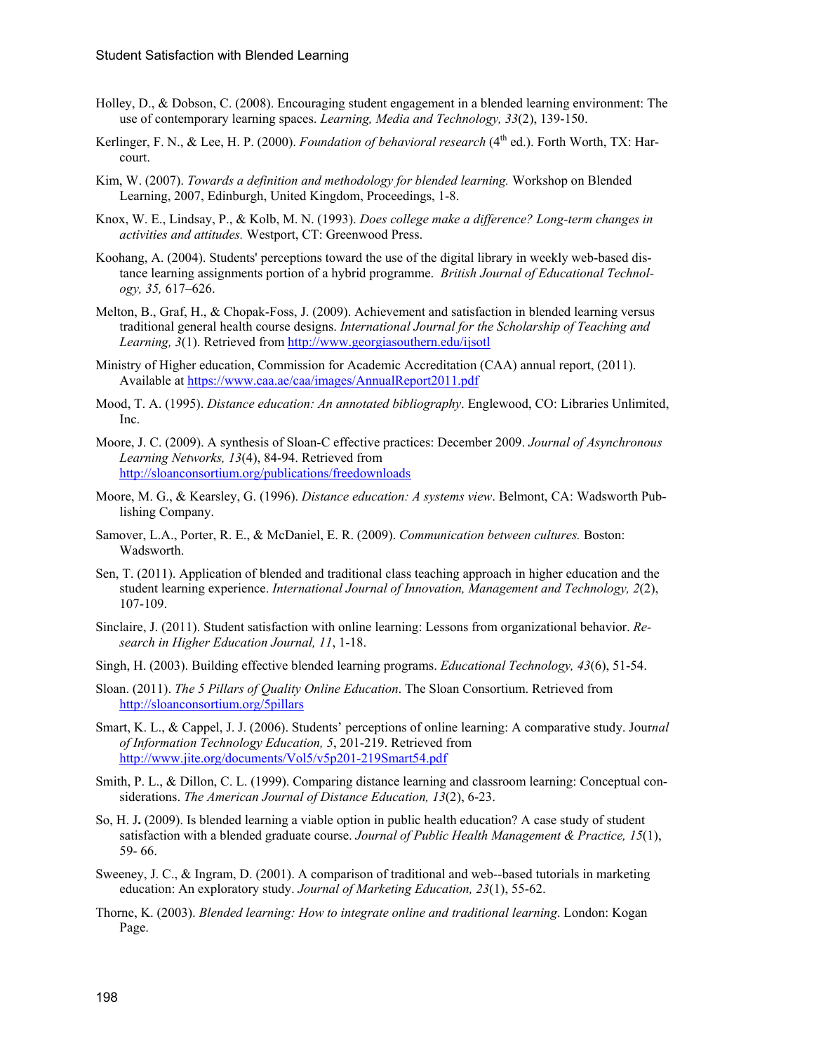Holley, D., & Dobson, C. (2008). Encouraging student engagement in a blended learning environment: The use of contemporary learning spaces. *Learning, Media and Technology, 33*(2), 139-150.

Kerlinger, F. N., & Lee, H. P. (2000). *Foundation of behavioral research* (4th ed.). Forth Worth, TX: Harcourt.

Kim, W. (2007). *Towards a definition and methodology for blended learning.* Workshop on Blended Learning, 2007, Edinburgh, United Kingdom, Proceedings, 1-8.

Knox, W. E., Lindsay, P., & Kolb, M. N. (1993). *Does college make a difference? Long-term changes in activities and attitudes.* Westport, CT: Greenwood Press.

Koohang, A. (2004). Students' perceptions toward the use of the digital library in weekly web-based distance learning assignments portion of a hybrid programme. *British Journal of Educational Technology, 35,* 617–626.

Melton, B., Graf, H., & Chopak-Foss, J. (2009). Achievement and satisfaction in blended learning versus traditional general health course designs. *International Journal for the Scholarship of Teaching and Learning, 3*(1). Retrieved from http://www.georgiasouthern.edu/ijsotl

Ministry of Higher education, Commission for Academic Accreditation (CAA) annual report, (2011). Available at https://www.caa.ae/caa/images/AnnualReport2011.pdf

Mood, T. A. (1995). *Distance education: An annotated bibliography*. Englewood, CO: Libraries Unlimited, Inc.

Moore, J. C. (2009). A synthesis of Sloan-C effective practices: December 2009. *Journal of Asynchronous Learning Networks, 13*(4), 84-94. Retrieved from http://sloanconsortium.org/publications/freedownloads

Moore, M. G., & Kearsley, G. (1996). *Distance education: A systems view*. Belmont, CA: Wadsworth Publishing Company.

Samover, L.A., Porter, R. E., & McDaniel, E. R. (2009). *Communication between cultures.* Boston: Wadsworth.

Sen, T. (2011). Application of blended and traditional class teaching approach in higher education and the student learning experience. *International Journal of Innovation, Management and Technology, 2*(2), 107-109.

Sinclaire, J. (2011). Student satisfaction with online learning: Lessons from organizational behavior. *Research in Higher Education Journal, 11*, 1-18.

Singh, H. (2003). Building effective blended learning programs. *Educational Technology, 43*(6), 51-54.

Sloan. (2011). *The 5 Pillars of Quality Online Education*. The Sloan Consortium. Retrieved from http://sloanconsortium.org/5pillars

Smart, K. L., & Cappel, J. J. (2006). Students' perceptions of online learning: A comparative study. *Journal of Information Technology Education, 5*, 201-219. Retrieved from http://www.jite.org/documents/Vol5/v5p201-219Smart54.pdf

Smith, P. L., & Dillon, C. L. (1999). Comparing distance learning and classroom learning: Conceptual considerations. *The American Journal of Distance Education, 13*(2), 6-23.

So, H. J**.** (2009). Is blended learning a viable option in public health education? A case study of student satisfaction with a blended graduate course. *Journal of Public Health Management & Practice, 15*(1), 59- 66.

Sweeney, J. C., & Ingram, D. (2001). A comparison of traditional and web--based tutorials in marketing education: An exploratory study. *Journal of Marketing Education, 23*(1), 55-62.

Thorne, K. (2003). *Blended learning: How to integrate online and traditional learning*. London: Kogan Page.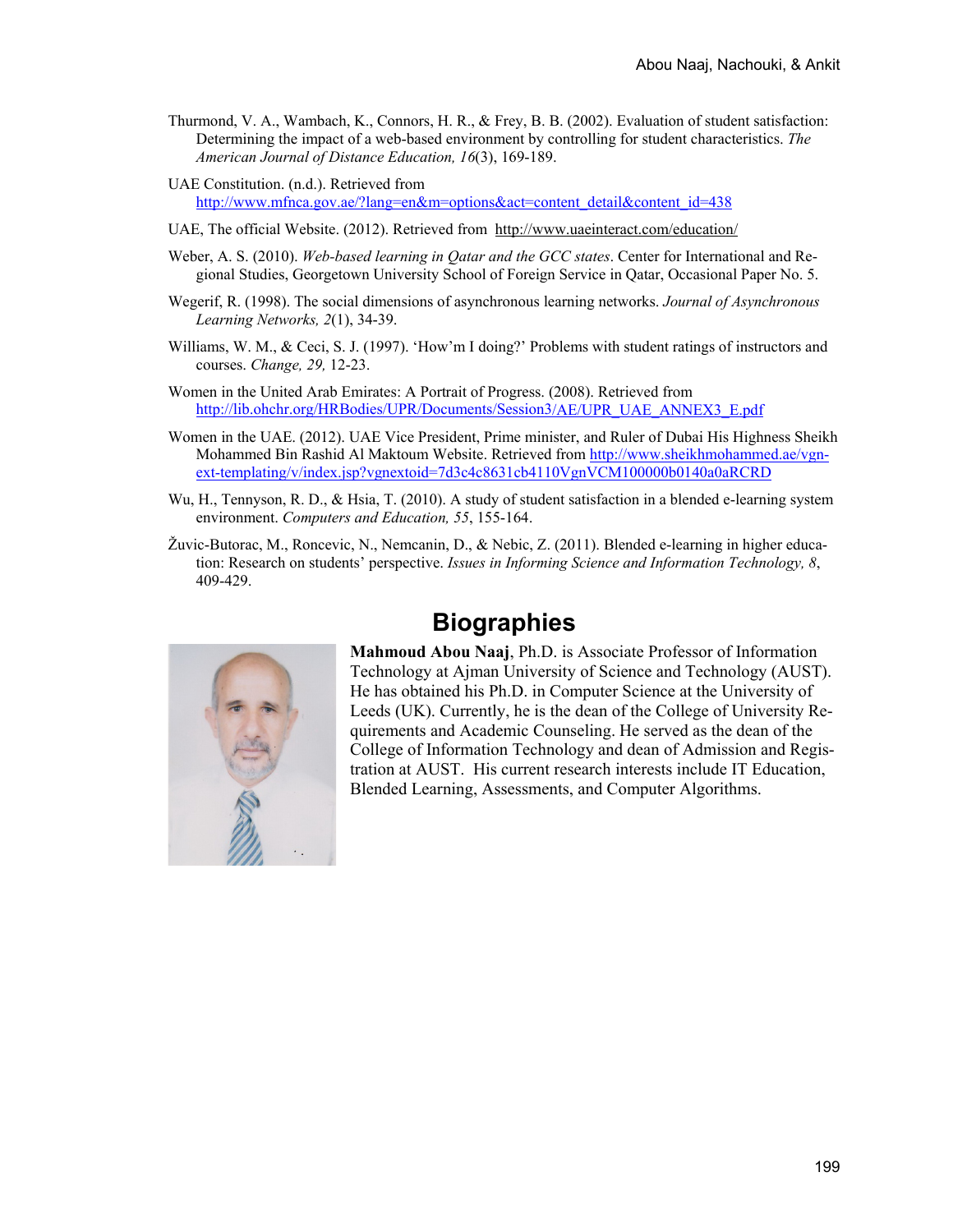Thurmond, V. A., Wambach, K., Connors, H. R., & Frey, B. B. (2002). Evaluation of student satisfaction: Determining the impact of a web-based environment by controlling for student characteristics. *The American Journal of Distance Education, 16*(3), 169-189.

UAE Constitution. (n.d.). Retrieved from http://www.mfnca.gov.ae/?lang=en&m=options&act=content_detail&content_id=438

UAE, The official Website. (2012). Retrieved from http://www.uaeinteract.com/education/

Weber, A. S. (2010). *Web-based learning in Qatar and the GCC states*. Center for International and Regional Studies, Georgetown University School of Foreign Service in Qatar, Occasional Paper No. 5.

Wegerif, R. (1998). The social dimensions of asynchronous learning networks. *Journal of Asynchronous Learning Networks, 2*(1), 34-39.

Williams, W. M., & Ceci, S. J. (1997). 'How'm I doing?' Problems with student ratings of instructors and courses. *Change, 29,* 12-23.

Women in the United Arab Emirates: A Portrait of Progress. (2008). Retrieved from http://lib.ohchr.org/HRBodies/UPR/Documents/Session3/AE/UPR_UAE_ANNEX3_E.pdf

Women in the UAE. (2012). UAE Vice President, Prime minister, and Ruler of Dubai His Highness Sheikh Mohammed Bin Rashid Al Maktoum Website. Retrieved from http://www.sheikhmohammed.ae/vgn-ext-templating/v/index.jsp?vgnextoid=7d3c4c8631cb4110VgnVCM100000b0140a0aRCRD

Wu, H., Tennyson, R. D., & Hsia, T. (2010). A study of student satisfaction in a blended e-learning system environment. *Computers and Education, 55*, 155-164.

Žuvic-Butorac, M., Roncevic, N., Nemcanin, D., & Nebic, Z. (2011). Blended e-learning in higher education: Research on students' perspective. *Issues in Informing Science and Information Technology, 8*, 409-429.

# Biographies

**Mahmoud Abou Naaj**, Ph.D. is Associate Professor of Information Technology at Ajman University of Science and Technology (AUST). He has obtained his Ph.D. in Computer Science at the University of Leeds (UK). Currently, he is the dean of the College of University Requirements and Academic Counseling. He served as the dean of the College of Information Technology and dean of Admission and Registration at AUST. His current research interests include IT Education, Blended Learning, Assessments, and Computer Algorithms.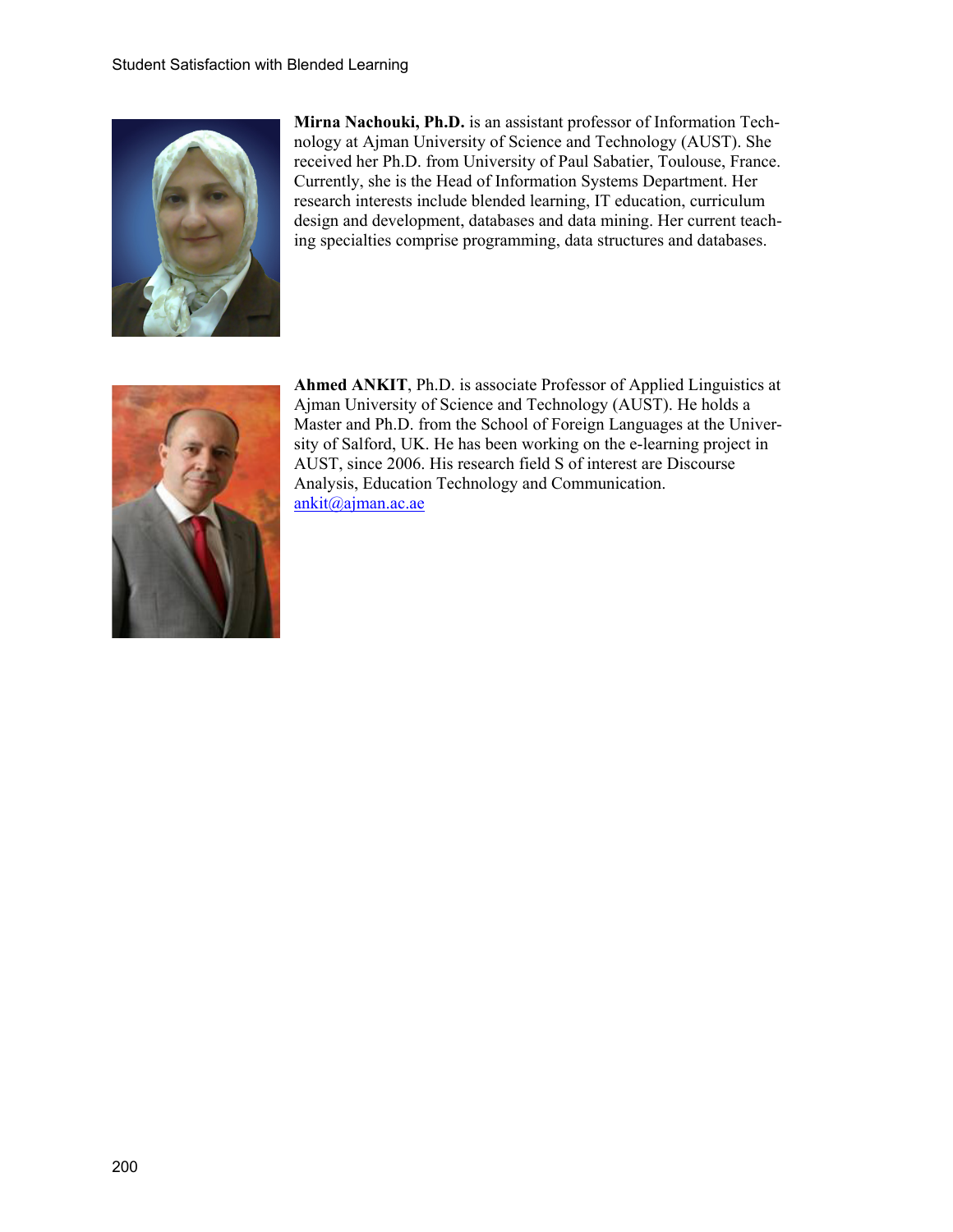**Mirna Nachouki, Ph.D.** is an assistant professor of Information Technology at Ajman University of Science and Technology (AUST). She received her Ph.D. from University of Paul Sabatier, Toulouse, France. Currently, she is the Head of Information Systems Department. Her research interests include blended learning, IT education, curriculum design and development, databases and data mining. Her current teaching specialties comprise programming, data structures and databases.

**Ahmed ANKIT**, Ph.D. is associate Professor of Applied Linguistics at Ajman University of Science and Technology (AUST). He holds a Master and Ph.D. from the School of Foreign Languages at the University of Salford, UK. He has been working on the e-learning project in AUST, since 2006. His research field S of interest are Discourse Analysis, Education Technology and Communication.
ankit@ajman.ac.ae